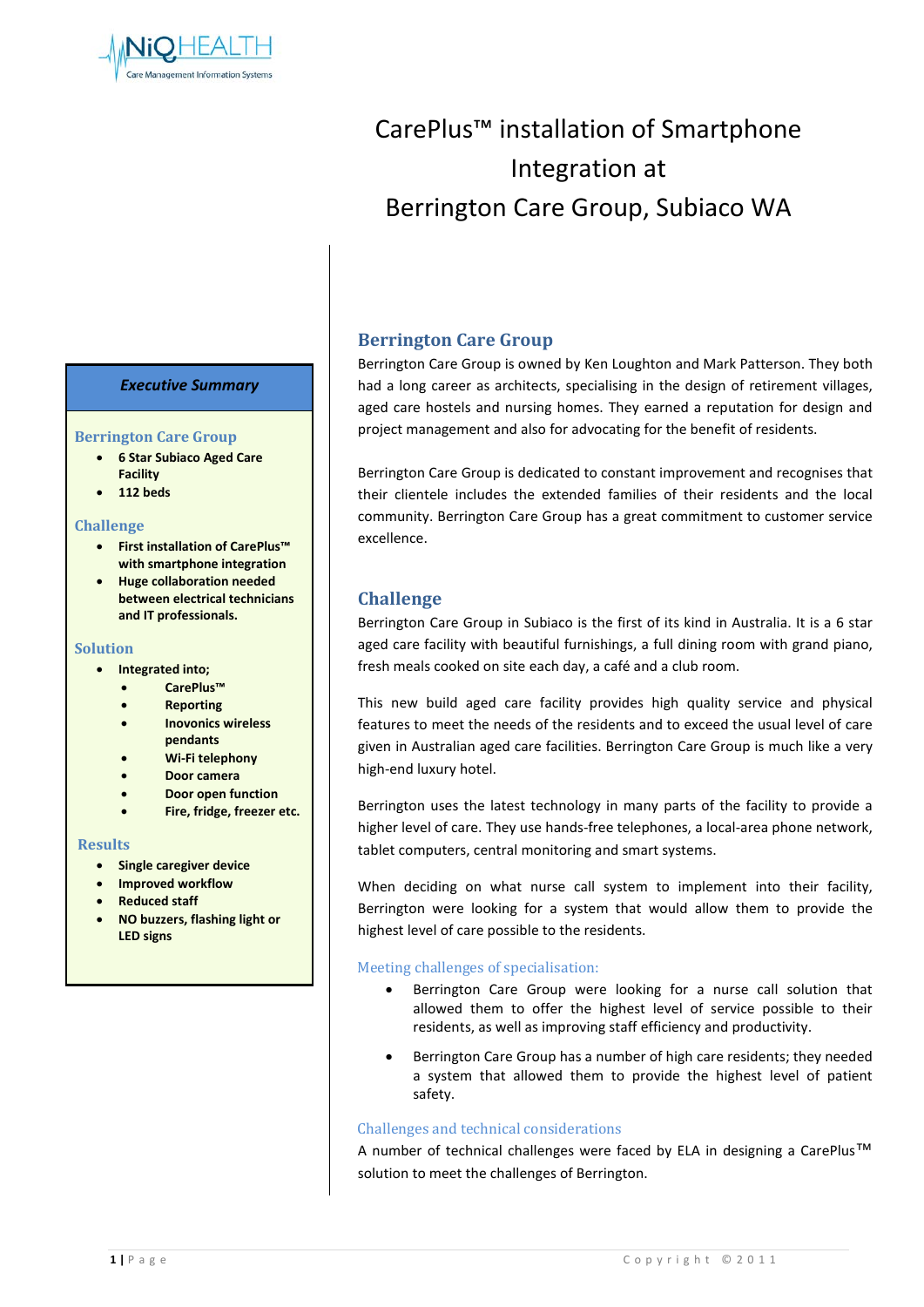# CarePlus™ installation of Smartphone Integration at Berrington Care Group, Subiaco WA

### *Executive Summary*

**Berrington Care Group**

- **6 Star Subiaco Aged Care Facility**
- **112 beds**

**Challenge**

- **First installation of CarePlus™ with smartphone integration**
- **Huge collaboration needed between electrical technicians and IT professionals.**

**Solution**

- **Integrated into;**
  - **CarePlus™**
  - **Reporting**
  - **Inovonics wireless pendants**
  - **Wi-Fi telephony**
  - **Door camera**
  - **Door open function**
  - **Fire, fridge, freezer etc.**

**Results**

- **Single caregiver device**
- **Improved workflow**
- **Reduced staff**
- **NO buzzers, flashing light or LED signs**

## Berrington Care Group

Berrington Care Group is owned by Ken Loughton and Mark Patterson. They both had a long career as architects, specialising in the design of retirement villages, aged care hostels and nursing homes. They earned a reputation for design and project management and also for advocating for the benefit of residents.

Berrington Care Group is dedicated to constant improvement and recognises that their clientele includes the extended families of their residents and the local community. Berrington Care Group has a great commitment to customer service excellence.

## Challenge

Berrington Care Group in Subiaco is the first of its kind in Australia. It is a 6 star aged care facility with beautiful furnishings, a full dining room with grand piano, fresh meals cooked on site each day, a café and a club room.

This new build aged care facility provides high quality service and physical features to meet the needs of the residents and to exceed the usual level of care given in Australian aged care facilities. Berrington Care Group is much like a very high-end luxury hotel.

Berrington uses the latest technology in many parts of the facility to provide a higher level of care. They use hands-free telephones, a local-area phone network, tablet computers, central monitoring and smart systems.

When deciding on what nurse call system to implement into their facility, Berrington were looking for a system that would allow them to provide the highest level of care possible to the residents.

### Meeting challenges of specialisation:

- Berrington Care Group were looking for a nurse call solution that allowed them to offer the highest level of service possible to their residents, as well as improving staff efficiency and productivity.
- Berrington Care Group has a number of high care residents; they needed a system that allowed them to provide the highest level of patient safety.

### Challenges and technical considerations

A number of technical challenges were faced by ELA in designing a CarePlus™ solution to meet the challenges of Berrington.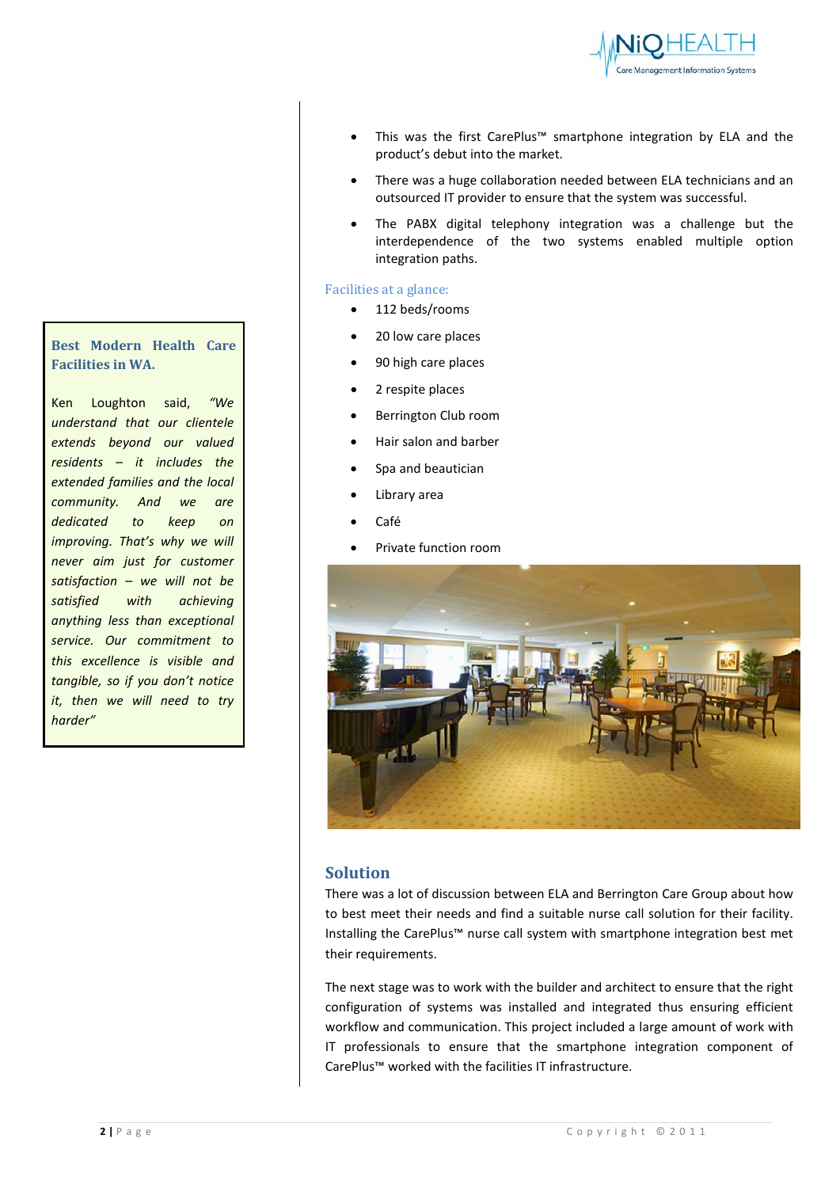- This was the first CarePlus™ smartphone integration by ELA and the product's debut into the market.
- There was a huge collaboration needed between ELA technicians and an outsourced IT provider to ensure that the system was successful.
- The PABX digital telephony integration was a challenge but the interdependence of the two systems enabled multiple option integration paths.

Facilities at a glance:

- 112 beds/rooms
- 20 low care places
- 90 high care places
- 2 respite places
- Berrington Club room
- Hair salon and barber
- Spa and beautician
- Library area
- Café
- Private function room

**Best Modern Health Care Facilities in WA.**

Ken Loughton said, *"We understand that our clientele extends beyond our valued residents – it includes the extended families and the local community. And we are dedicated to keep on improving. That's why we will never aim just for customer satisfaction – we will not be satisfied with achieving anything less than exceptional service. Our commitment to this excellence is visible and tangible, so if you don't notice it, then we will need to try harder"*

## Solution

There was a lot of discussion between ELA and Berrington Care Group about how to best meet their needs and find a suitable nurse call solution for their facility. Installing the CarePlus™ nurse call system with smartphone integration best met their requirements.

The next stage was to work with the builder and architect to ensure that the right configuration of systems was installed and integrated thus ensuring efficient workflow and communication. This project included a large amount of work with IT professionals to ensure that the smartphone integration component of CarePlus™ worked with the facilities IT infrastructure.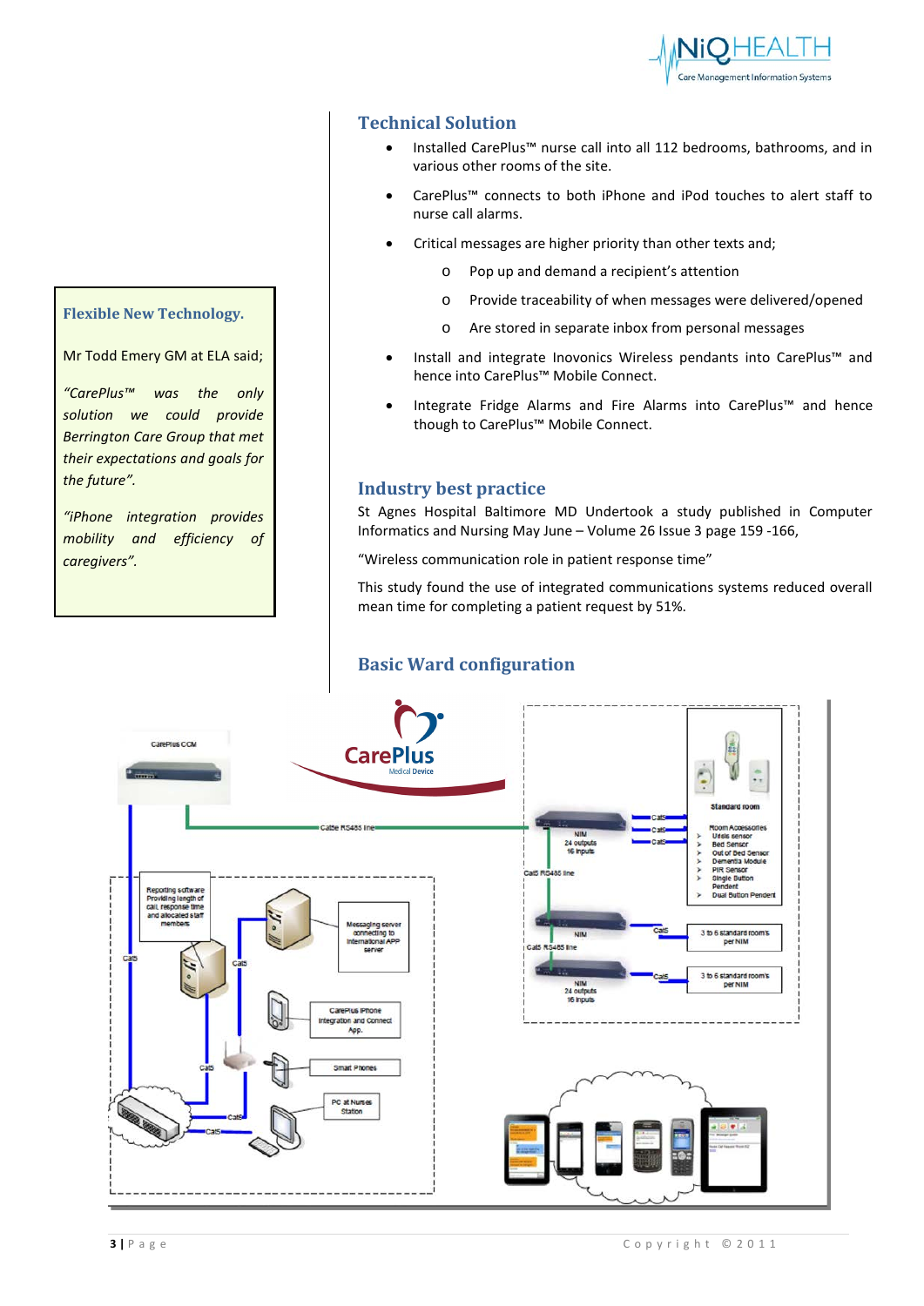## Technical Solution

- Installed CarePlus™ nurse call into all 112 bedrooms, bathrooms, and in various other rooms of the site.
- CarePlus™ connects to both iPhone and iPod touches to alert staff to nurse call alarms.
- Critical messages are higher priority than other texts and;
  - Pop up and demand a recipient's attention
  - Provide traceability of when messages were delivered/opened
  - Are stored in separate inbox from personal messages
- Install and integrate Inovonics Wireless pendants into CarePlus™ and hence into CarePlus™ Mobile Connect.
- Integrate Fridge Alarms and Fire Alarms into CarePlus™ and hence though to CarePlus™ Mobile Connect.

### Flexible New Technology.

Mr Todd Emery GM at ELA said;

*"CarePlus™ was the only solution we could provide Berrington Care Group that met their expectations and goals for the future".*

*"iPhone integration provides mobility and efficiency of caregivers".*

## Industry best practice

St Agnes Hospital Baltimore MD Undertook a study published in Computer Informatics and Nursing May June – Volume 26 Issue 3 page 159 -166,

"Wireless communication role in patient response time"

This study found the use of integrated communications systems reduced overall mean time for completing a patient request by 51%.

## Basic Ward configuration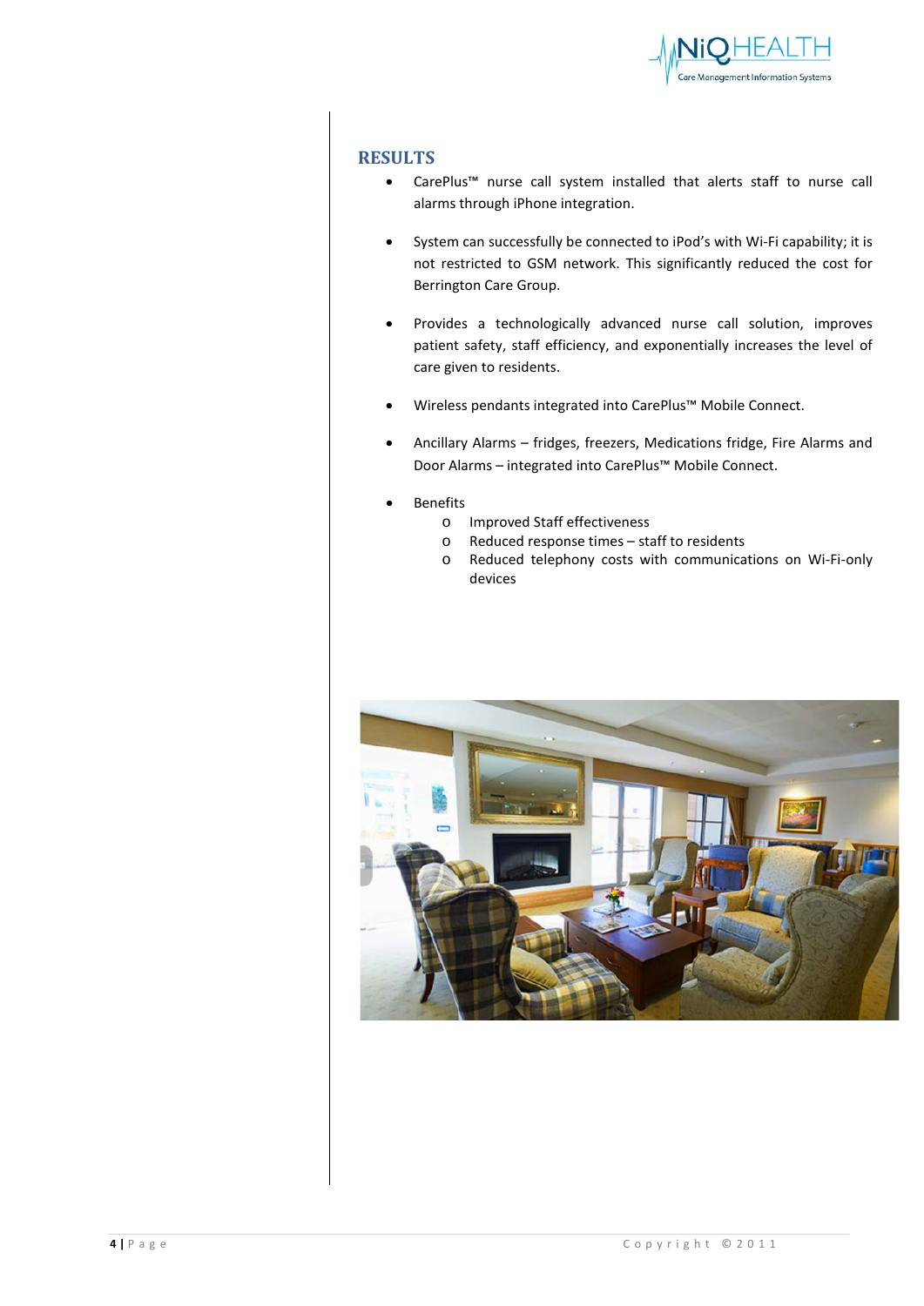## RESULTS

- CarePlus™ nurse call system installed that alerts staff to nurse call alarms through iPhone integration.
- System can successfully be connected to iPod's with Wi-Fi capability; it is not restricted to GSM network. This significantly reduced the cost for Berrington Care Group.
- Provides a technologically advanced nurse call solution, improves patient safety, staff efficiency, and exponentially increases the level of care given to residents.
- Wireless pendants integrated into CarePlus™ Mobile Connect.
- Ancillary Alarms – fridges, freezers, Medications fridge, Fire Alarms and Door Alarms – integrated into CarePlus™ Mobile Connect.
- Benefits
  - Improved Staff effectiveness
  - Reduced response times – staff to residents
  - Reduced telephony costs with communications on Wi-Fi-only devices